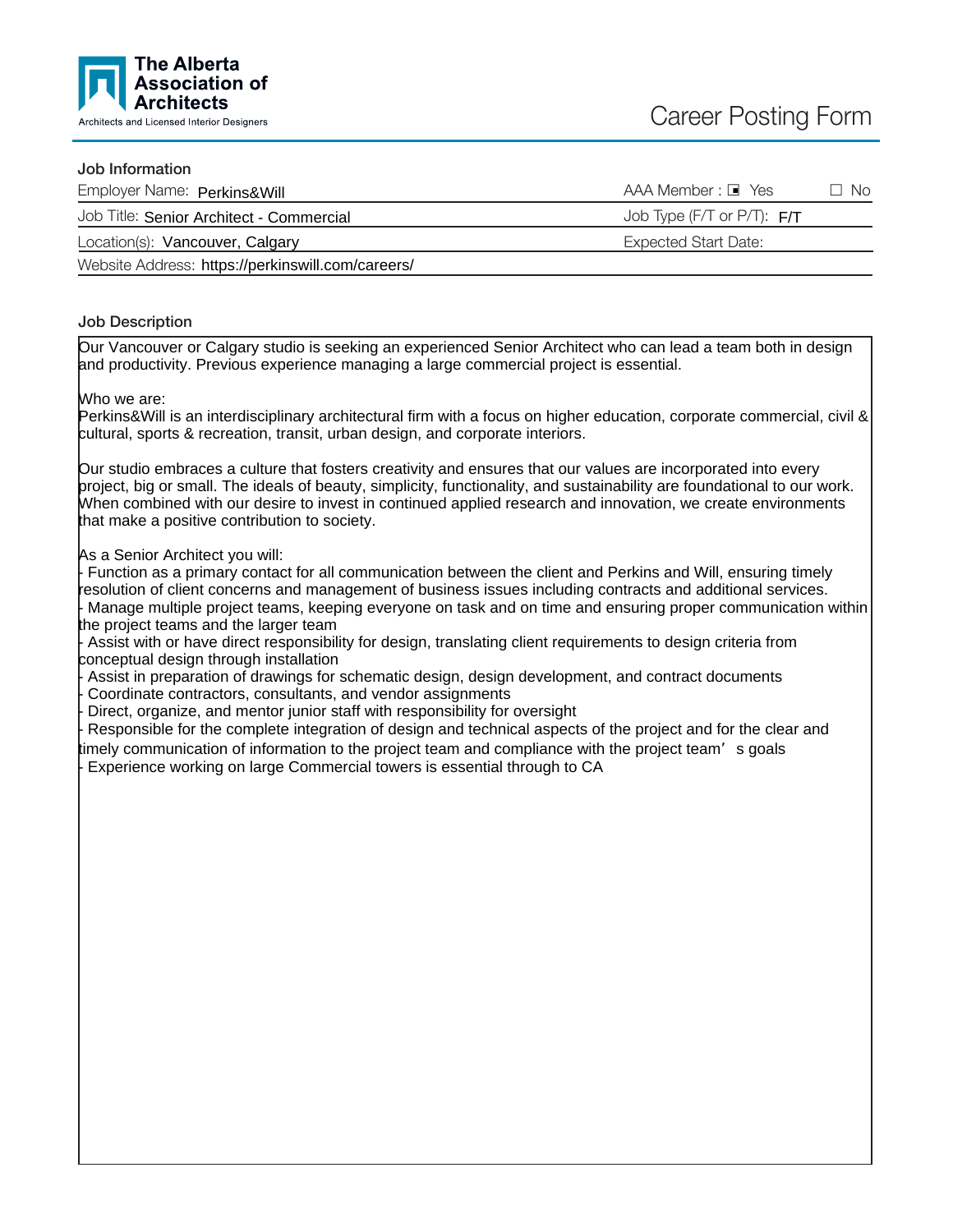The Alberta Association of Architects

Architects and Licensed Interior Designers

# Career Posting Form

## Job Information

| | |
|---|---|
| Employer Name: Perkins&Will | AAA Member : ☑ Yes ☐ No |
| Job Title: Senior Architect - Commercial | Job Type (F/T or P/T): F/T |
| Location(s): Vancouver, Calgary | Expected Start Date: |
| Website Address: https://perkinswill.com/careers/ | |

## Job Description

Our Vancouver or Calgary studio is seeking an experienced Senior Architect who can lead a team both in design and productivity. Previous experience managing a large commercial project is essential.

Who we are:
Perkins&Will is an interdisciplinary architectural firm with a focus on higher education, corporate commercial, civil & cultural, sports & recreation, transit, urban design, and corporate interiors.

Our studio embraces a culture that fosters creativity and ensures that our values are incorporated into every project, big or small. The ideals of beauty, simplicity, functionality, and sustainability are foundational to our work. When combined with our desire to invest in continued applied research and innovation, we create environments that make a positive contribution to society.

As a Senior Architect you will:

- Function as a primary contact for all communication between the client and Perkins and Will, ensuring timely resolution of client concerns and management of business issues including contracts and additional services.
- Manage multiple project teams, keeping everyone on task and on time and ensuring proper communication within the project teams and the larger team
- Assist with or have direct responsibility for design, translating client requirements to design criteria from conceptual design through installation
- Assist in preparation of drawings for schematic design, design development, and contract documents
- Coordinate contractors, consultants, and vendor assignments
- Direct, organize, and mentor junior staff with responsibility for oversight
- Responsible for the complete integration of design and technical aspects of the project and for the clear and timely communication of information to the project team and compliance with the project team's goals
- Experience working on large Commercial towers is essential through to CA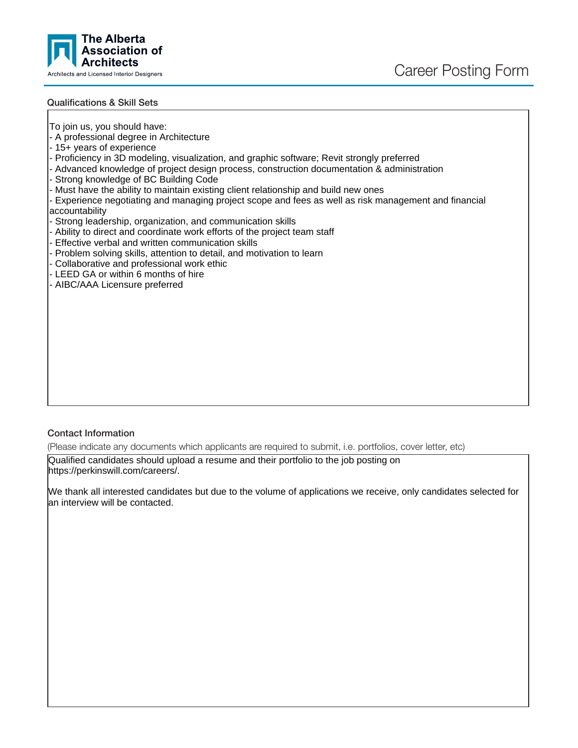The Alberta Association of Architects

Architects and Licensed Interior Designers

Career Posting Form

## Qualifications & Skill Sets

To join us, you should have:

- A professional degree in Architecture
- 15+ years of experience
- Proficiency in 3D modeling, visualization, and graphic software; Revit strongly preferred
- Advanced knowledge of project design process, construction documentation & administration
- Strong knowledge of BC Building Code
- Must have the ability to maintain existing client relationship and build new ones
- Experience negotiating and managing project scope and fees as well as risk management and financial accountability
- Strong leadership, organization, and communication skills
- Ability to direct and coordinate work efforts of the project team staff
- Effective verbal and written communication skills
- Problem solving skills, attention to detail, and motivation to learn
- Collaborative and professional work ethic
- LEED GA or within 6 months of hire
- AIBC/AAA Licensure preferred

## Contact Information

(Please indicate any documents which applicants are required to submit, i.e. portfolios, cover letter, etc)

Qualified candidates should upload a resume and their portfolio to the job posting on https://perkinswill.com/careers/.

We thank all interested candidates but due to the volume of applications we receive, only candidates selected for an interview will be contacted.